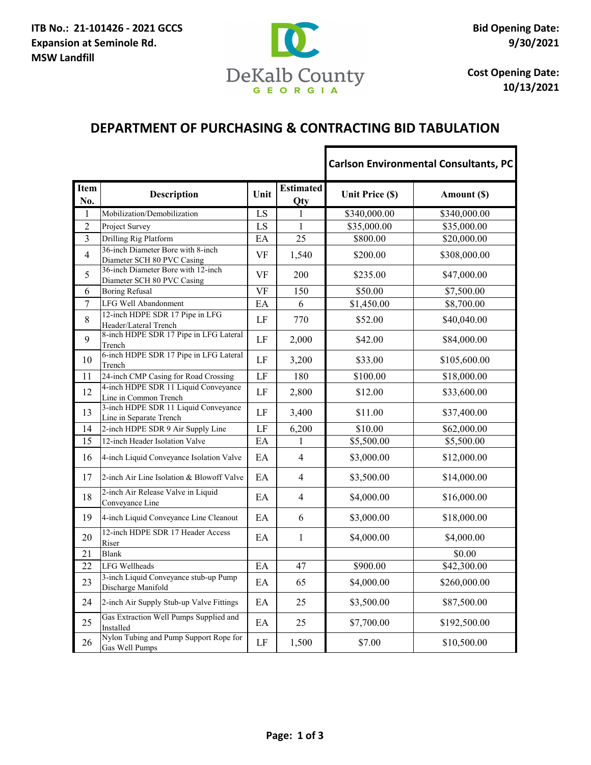**ITB No.: 21-101426 - 2021 GCCS Expansion at Seminole Rd. MSW Landfill**

DeKalb County GEORGIA

**Bid Opening Date: 9/30/2021**

**Cost Opening Date: 10/13/2021**

## DEPARTMENT OF PURCHASING & CONTRACTING BID TABULATION

| | | | | Carlson Environmental Consultants, PC | |
|---|---|---|---|---|---|
| Item No. | Description | Unit | Estimated Qty | Unit Price ($) | Amount ($) |
| 1 | Mobilization/Demobilization | LS | 1 | $340,000.00 | $340,000.00 |
| 2 | Project Survey | LS | 1 | $35,000.00 | $35,000.00 |
| 3 | Drilling Rig Platform | EA | 25 | $800.00 | $20,000.00 |
| 4 | 36-inch Diameter Bore with 8-inch Diameter SCH 80 PVC Casing | VF | 1,540 | $200.00 | $308,000.00 |
| 5 | 36-inch Diameter Bore with 12-inch Diameter SCH 80 PVC Casing | VF | 200 | $235.00 | $47,000.00 |
| 6 | Boring Refusal | VF | 150 | $50.00 | $7,500.00 |
| 7 | LFG Well Abandonment | EA | 6 | $1,450.00 | $8,700.00 |
| 8 | 12-inch HDPE SDR 17 Pipe in LFG Header/Lateral Trench | LF | 770 | $52.00 | $40,040.00 |
| 9 | 8-inch HDPE SDR 17 Pipe in LFG Lateral Trench | LF | 2,000 | $42.00 | $84,000.00 |
| 10 | 6-inch HDPE SDR 17 Pipe in LFG Lateral Trench | LF | 3,200 | $33.00 | $105,600.00 |
| 11 | 24-inch CMP Casing for Road Crossing | LF | 180 | $100.00 | $18,000.00 |
| 12 | 4-inch HDPE SDR 11 Liquid Conveyance Line in Common Trench | LF | 2,800 | $12.00 | $33,600.00 |
| 13 | 3-inch HDPE SDR 11 Liquid Conveyance Line in Separate Trench | LF | 3,400 | $11.00 | $37,400.00 |
| 14 | 2-inch HDPE SDR 9 Air Supply Line | LF | 6,200 | $10.00 | $62,000.00 |
| 15 | 12-inch Header Isolation Valve | EA | 1 | $5,500.00 | $5,500.00 |
| 16 | 4-inch Liquid Conveyance Isolation Valve | EA | 4 | $3,000.00 | $12,000.00 |
| 17 | 2-inch Air Line Isolation & Blowoff Valve | EA | 4 | $3,500.00 | $14,000.00 |
| 18 | 2-inch Air Release Valve in Liquid Conveyance Line | EA | 4 | $4,000.00 | $16,000.00 |
| 19 | 4-inch Liquid Conveyance Line Cleanout | EA | 6 | $3,000.00 | $18,000.00 |
| 20 | 12-inch HDPE SDR 17 Header Access Riser | EA | 1 | $4,000.00 | $4,000.00 |
| 21 | Blank | | | | $0.00 |
| 22 | LFG Wellheads | EA | 47 | $900.00 | $42,300.00 |
| 23 | 3-inch Liquid Conveyance stub-up Pump Discharge Manifold | EA | 65 | $4,000.00 | $260,000.00 |
| 24 | 2-inch Air Supply Stub-up Valve Fittings | EA | 25 | $3,500.00 | $87,500.00 |
| 25 | Gas Extraction Well Pumps Supplied and Installed | EA | 25 | $7,700.00 | $192,500.00 |
| 26 | Nylon Tubing and Pump Support Rope for Gas Well Pumps | LF | 1,500 | $7.00 | $10,500.00 |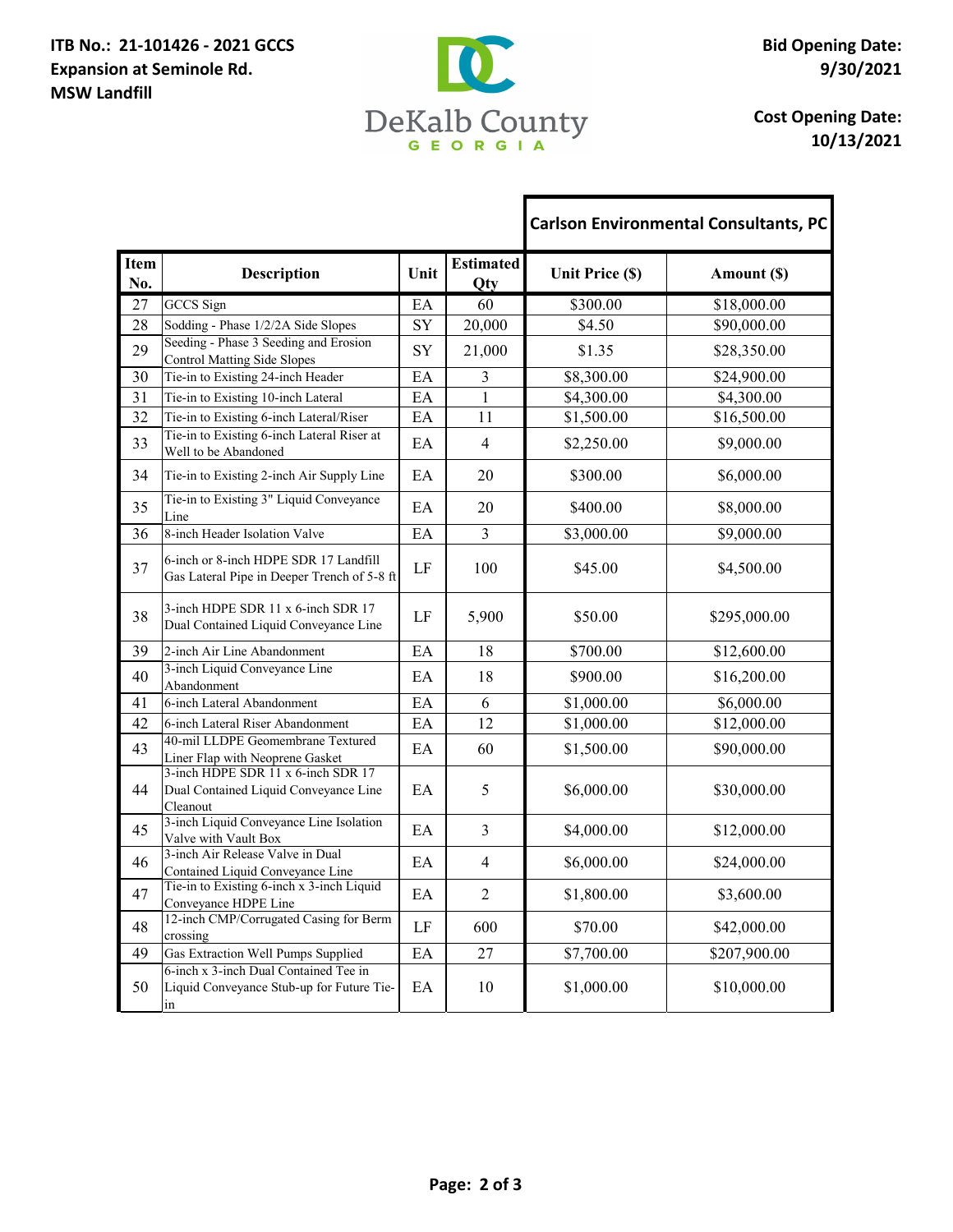ITB No.: 21-101426 - 2021 GCCS Expansion at Seminole Rd. MSW Landfill

DeKalb County GEORGIA

Bid Opening Date: 9/30/2021

Cost Opening Date: 10/13/2021

| Item No. | Description | Unit | Estimated Qty | Carlson Environmental Consultants, PC Unit Price ($) | Amount ($) |
|---|---|---|---|---|---|
| 27 | GCCS Sign | EA | 60 | $300.00 | $18,000.00 |
| 28 | Sodding - Phase 1/2/2A Side Slopes | SY | 20,000 | $4.50 | $90,000.00 |
| 29 | Seeding - Phase 3 Seeding and Erosion Control Matting Side Slopes | SY | 21,000 | $1.35 | $28,350.00 |
| 30 | Tie-in to Existing 24-inch Header | EA | 3 | $8,300.00 | $24,900.00 |
| 31 | Tie-in to Existing 10-inch Lateral | EA | 1 | $4,300.00 | $4,300.00 |
| 32 | Tie-in to Existing 6-inch Lateral/Riser | EA | 11 | $1,500.00 | $16,500.00 |
| 33 | Tie-in to Existing 6-inch Lateral Riser at Well to be Abandoned | EA | 4 | $2,250.00 | $9,000.00 |
| 34 | Tie-in to Existing 2-inch Air Supply Line | EA | 20 | $300.00 | $6,000.00 |
| 35 | Tie-in to Existing 3" Liquid Conveyance Line | EA | 20 | $400.00 | $8,000.00 |
| 36 | 8-inch Header Isolation Valve | EA | 3 | $3,000.00 | $9,000.00 |
| 37 | 6-inch or 8-inch HDPE SDR 17 Landfill Gas Lateral Pipe in Deeper Trench of 5-8 ft | LF | 100 | $45.00 | $4,500.00 |
| 38 | 3-inch HDPE SDR 11 x 6-inch SDR 17 Dual Contained Liquid Conveyance Line | LF | 5,900 | $50.00 | $295,000.00 |
| 39 | 2-inch Air Line Abandonment | EA | 18 | $700.00 | $12,600.00 |
| 40 | 3-inch Liquid Conveyance Line Abandonment | EA | 18 | $900.00 | $16,200.00 |
| 41 | 6-inch Lateral Abandonment | EA | 6 | $1,000.00 | $6,000.00 |
| 42 | 6-inch Lateral Riser Abandonment | EA | 12 | $1,000.00 | $12,000.00 |
| 43 | 40-mil LLDPE Geomembrane Textured Liner Flap with Neoprene Gasket | EA | 60 | $1,500.00 | $90,000.00 |
| 44 | 3-inch HDPE SDR 11 x 6-inch SDR 17 Dual Contained Liquid Conveyance Line Cleanout | EA | 5 | $6,000.00 | $30,000.00 |
| 45 | 3-inch Liquid Conveyance Line Isolation Valve with Vault Box | EA | 3 | $4,000.00 | $12,000.00 |
| 46 | 3-inch Air Release Valve in Dual Contained Liquid Conveyance Line | EA | 4 | $6,000.00 | $24,000.00 |
| 47 | Tie-in to Existing 6-inch x 3-inch Liquid Conveyance HDPE Line | EA | 2 | $1,800.00 | $3,600.00 |
| 48 | 12-inch CMP/Corrugated Casing for Berm crossing | LF | 600 | $70.00 | $42,000.00 |
| 49 | Gas Extraction Well Pumps Supplied | EA | 27 | $7,700.00 | $207,900.00 |
| 50 | 6-inch x 3-inch Dual Contained Tee in Liquid Conveyance Stub-up for Future Tie-in | EA | 10 | $1,000.00 | $10,000.00 |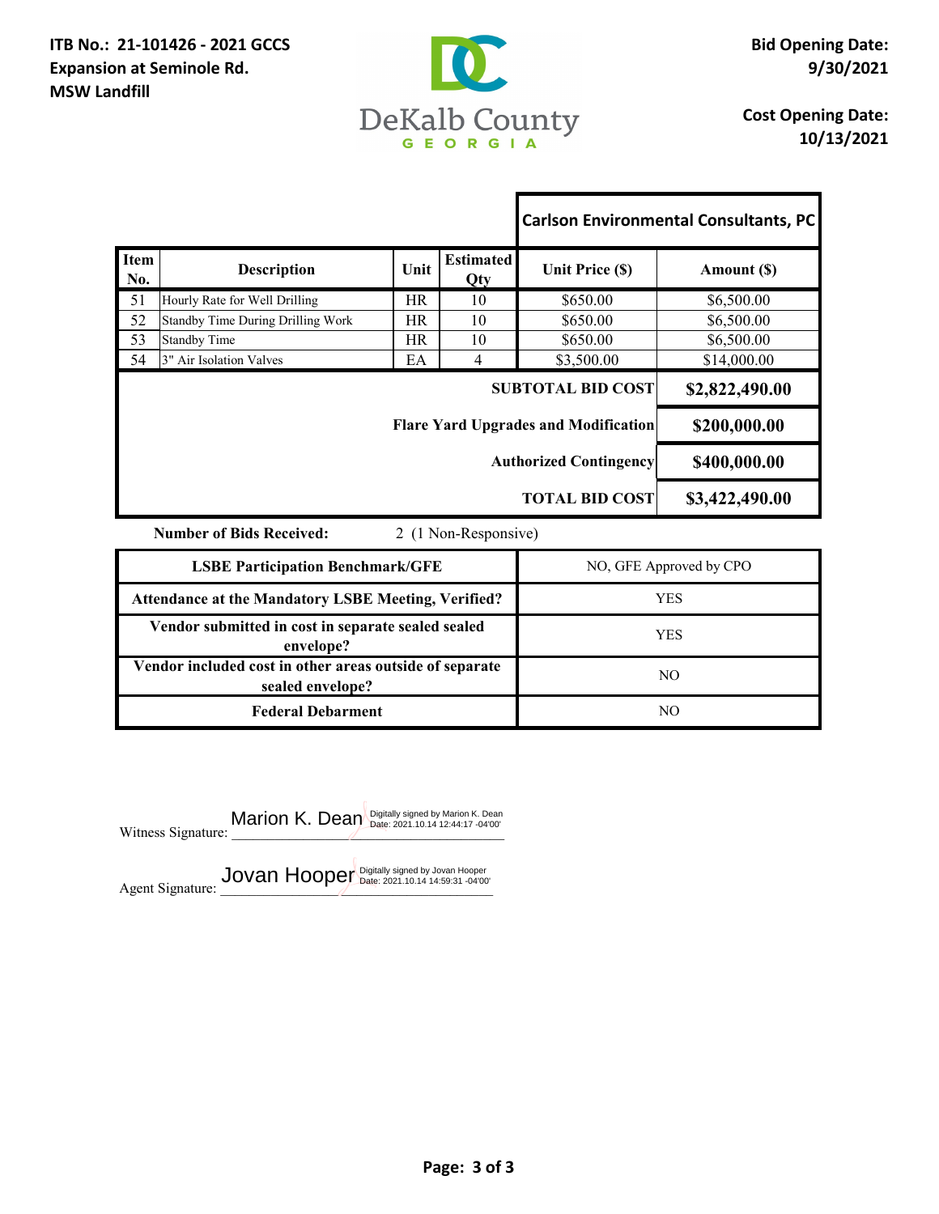**ITB No.: 21-101426 - 2021 GCCS Expansion at Seminole Rd. MSW Landfill**

DeKalb County GEORGIA

**Bid Opening Date: 9/30/2021**

**Cost Opening Date: 10/13/2021**

| | | | | Carlson Environmental Consultants, PC | |
|---|---|---|---|---|---|
| **Item No.** | **Description** | **Unit** | **Estimated Qty** | **Unit Price ($)** | **Amount ($)** |
| 51 | Hourly Rate for Well Drilling | HR | 10 | $650.00 | $6,500.00 |
| 52 | Standby Time During Drilling Work | HR | 10 | $650.00 | $6,500.00 |
| 53 | Standby Time | HR | 10 | $650.00 | $6,500.00 |
| 54 | 3" Air Isolation Valves | EA | 4 | $3,500.00 | $14,000.00 |
| | | | | **SUBTOTAL BID COST** | **$2,822,490.00** |
| | | | | **Flare Yard Upgrades and Modification** | **$200,000.00** |
| | | | | **Authorized Contingency** | **$400,000.00** |
| | | | | **TOTAL BID COST** | **$3,422,490.00** |

**Number of Bids Received:** 2 (1 Non-Responsive)

| | |
|---|---|
| **LSBE Participation Benchmark/GFE** | NO, GFE Approved by CPO |
| **Attendance at the Mandatory LSBE Meeting, Verified?** | YES |
| **Vendor submitted in cost in separate sealed sealed envelope?** | YES |
| **Vendor included cost in other areas outside of separate sealed envelope?** | NO |
| **Federal Debarment** | NO |

Witness Signature: Marion K. Dean Digitally signed by Marion K. Dean Date: 2021.10.14 12:44:17 -04'00'

Agent Signature: Jovan Hooper Digitally signed by Jovan Hooper Date: 2021.10.14 14:59:31 -04'00'